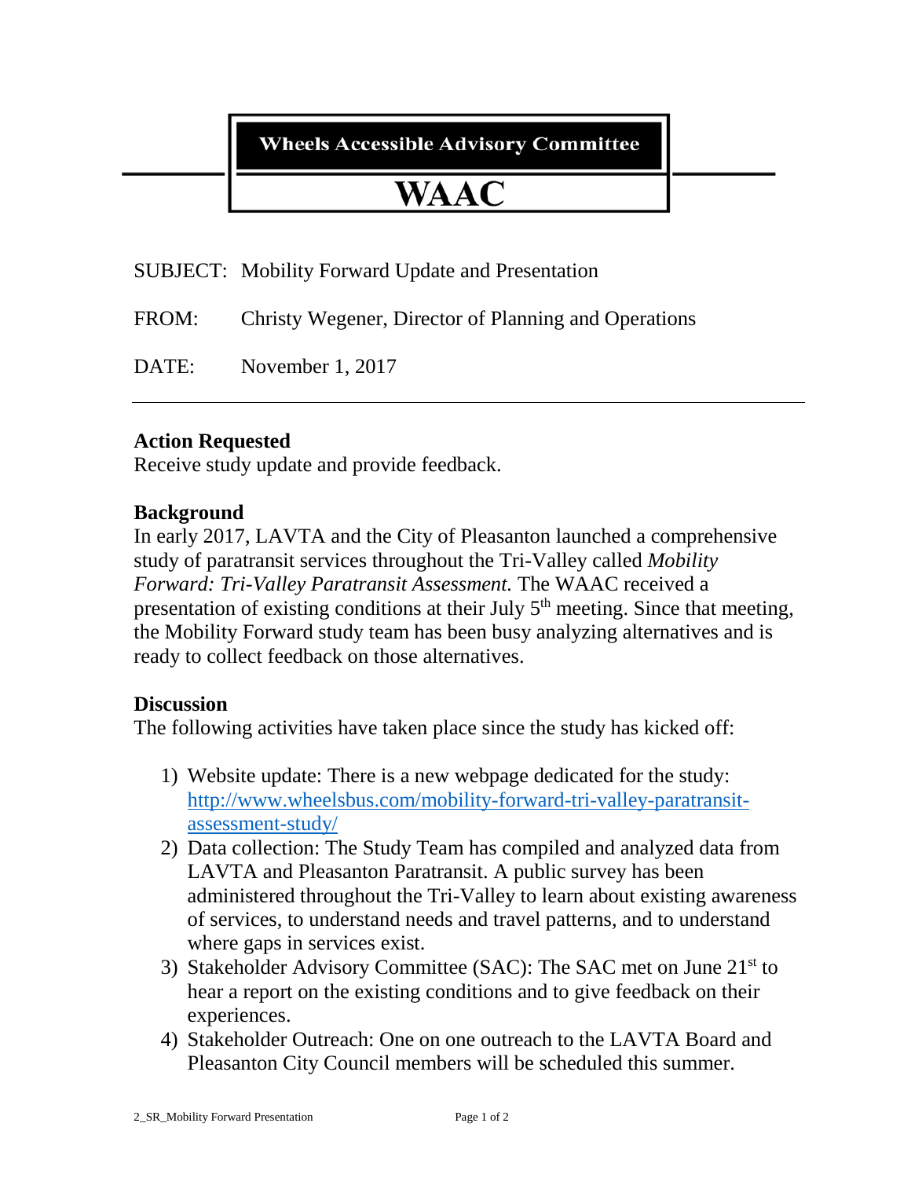# Wheels Accessible Advisory Committee

# WAAC

SUBJECT: Mobility Forward Update and Presentation

FROM: Christy Wegener, Director of Planning and Operations

DATE: November 1, 2017

---

## Action Requested

Receive study update and provide feedback.

## Background

In early 2017, LAVTA and the City of Pleasanton launched a comprehensive study of paratransit services throughout the Tri-Valley called *Mobility Forward: Tri-Valley Paratransit Assessment.* The WAAC received a presentation of existing conditions at their July 5th meeting. Since that meeting, the Mobility Forward study team has been busy analyzing alternatives and is ready to collect feedback on those alternatives.

## Discussion

The following activities have taken place since the study has kicked off:

1) Website update: There is a new webpage dedicated for the study: [http://www.wheelsbus.com/mobility-forward-tri-valley-paratransit-assessment-study/](http://www.wheelsbus.com/mobility-forward-tri-valley-paratransit-assessment-study/)
2) Data collection: The Study Team has compiled and analyzed data from LAVTA and Pleasanton Paratransit. A public survey has been administered throughout the Tri-Valley to learn about existing awareness of services, to understand needs and travel patterns, and to understand where gaps in services exist.
3) Stakeholder Advisory Committee (SAC): The SAC met on June 21st to hear a report on the existing conditions and to give feedback on their experiences.
4) Stakeholder Outreach: One on one outreach to the LAVTA Board and Pleasanton City Council members will be scheduled this summer.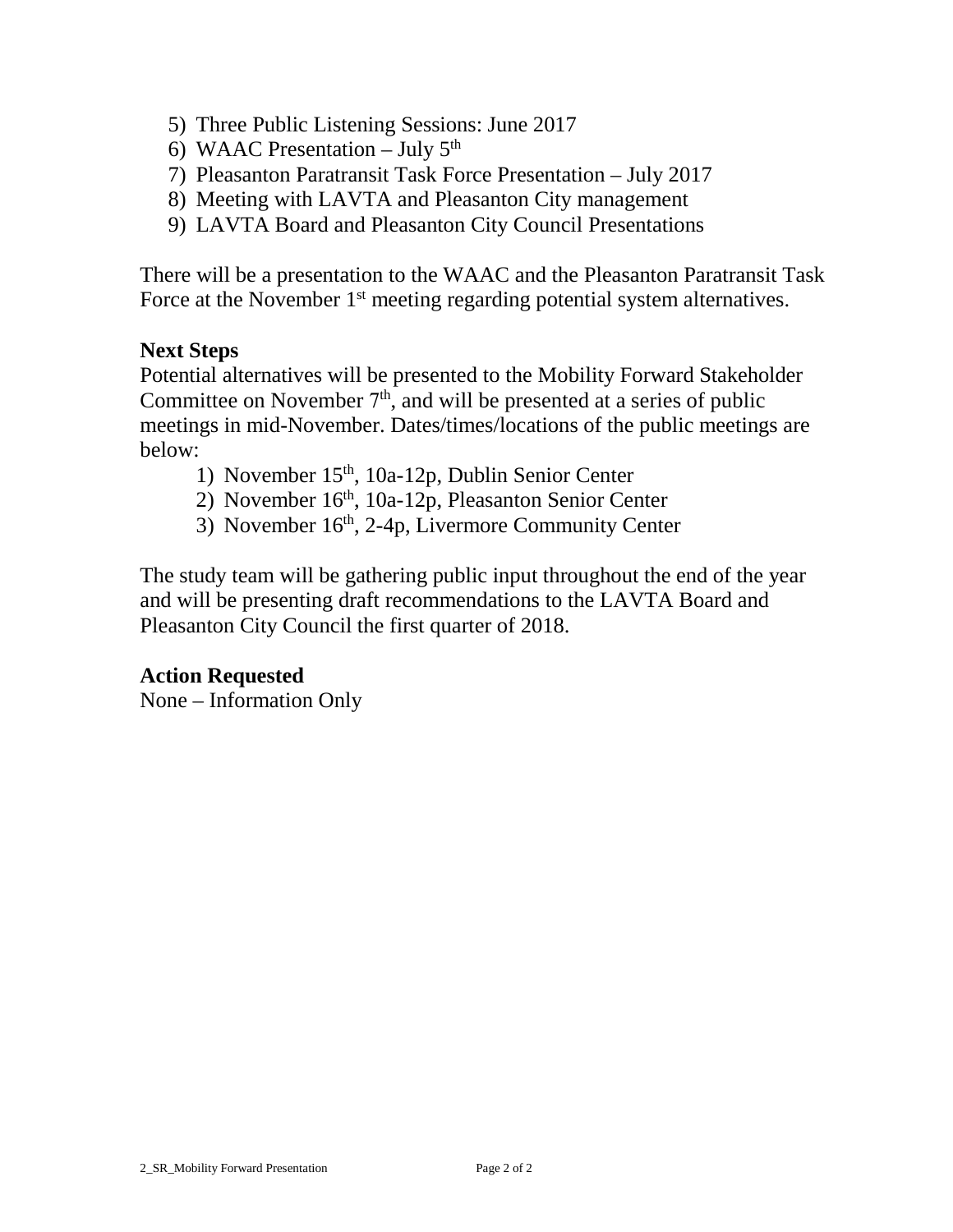5) Three Public Listening Sessions: June 2017
6) WAAC Presentation – July 5th
7) Pleasanton Paratransit Task Force Presentation – July 2017
8) Meeting with LAVTA and Pleasanton City management
9) LAVTA Board and Pleasanton City Council Presentations

There will be a presentation to the WAAC and the Pleasanton Paratransit Task Force at the November 1st meeting regarding potential system alternatives.

**Next Steps**

Potential alternatives will be presented to the Mobility Forward Stakeholder Committee on November 7th, and will be presented at a series of public meetings in mid-November. Dates/times/locations of the public meetings are below:

1) November 15th, 10a-12p, Dublin Senior Center
2) November 16th, 10a-12p, Pleasanton Senior Center
3) November 16th, 2-4p, Livermore Community Center

The study team will be gathering public input throughout the end of the year and will be presenting draft recommendations to the LAVTA Board and Pleasanton City Council the first quarter of 2018.

**Action Requested**

None – Information Only